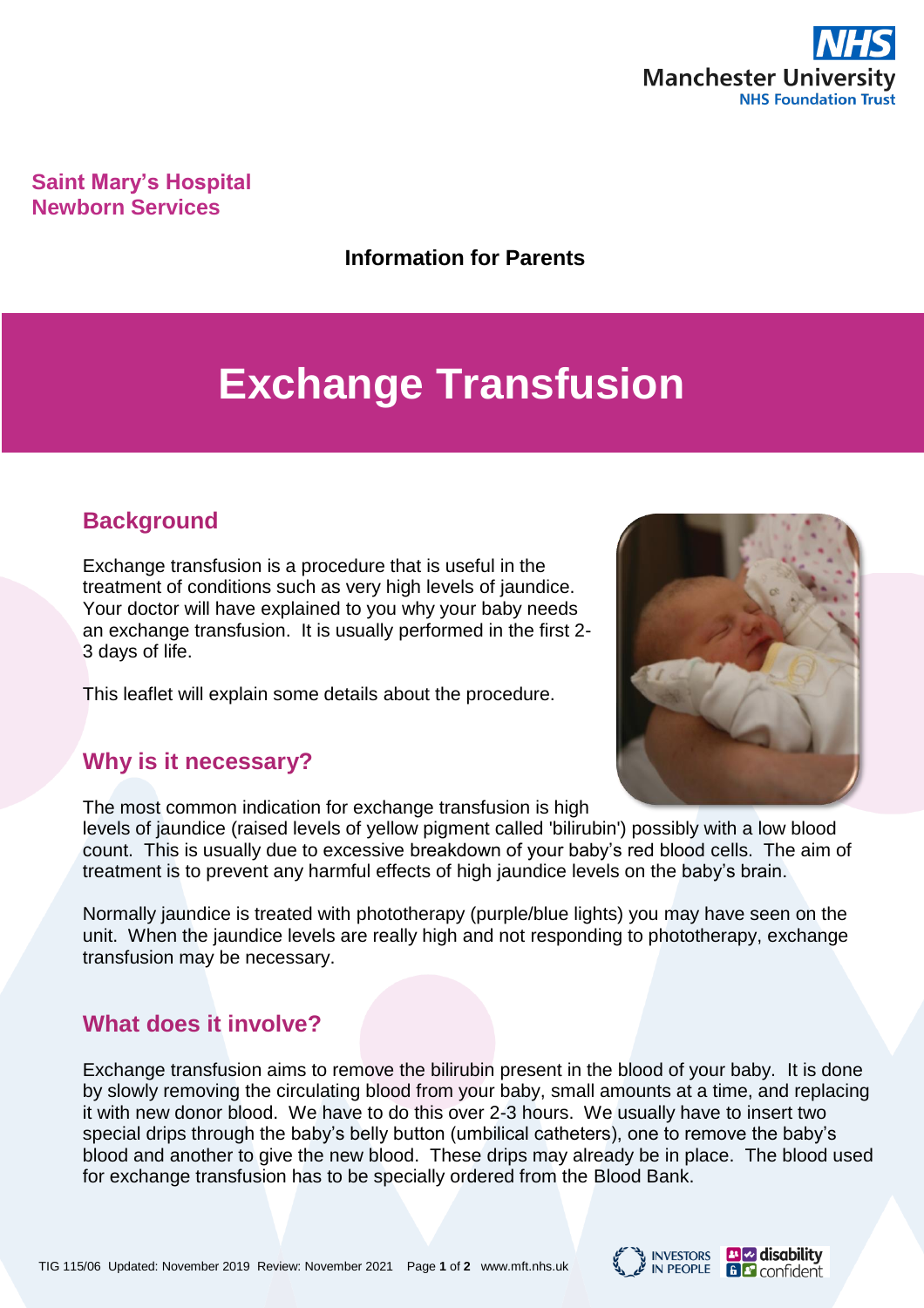Saint Mary's Hospital
Newborn Services

**Information for Parents**

# Exchange Transfusion

## Background

Exchange transfusion is a procedure that is useful in the treatment of conditions such as very high levels of jaundice. Your doctor will have explained to you why your baby needs an exchange transfusion. It is usually performed in the first 2-3 days of life.

This leaflet will explain some details about the procedure.

## Why is it necessary?

The most common indication for exchange transfusion is high levels of jaundice (raised levels of yellow pigment called 'bilirubin') possibly with a low blood count. This is usually due to excessive breakdown of your baby's red blood cells. The aim of treatment is to prevent any harmful effects of high jaundice levels on the baby's brain.

Normally jaundice is treated with phototherapy (purple/blue lights) you may have seen on the unit. When the jaundice levels are really high and not responding to phototherapy, exchange transfusion may be necessary.

## What does it involve?

Exchange transfusion aims to remove the bilirubin present in the blood of your baby. It is done by slowly removing the circulating blood from your baby, small amounts at a time, and replacing it with new donor blood. We have to do this over 2-3 hours. We usually have to insert two special drips through the baby's belly button (umbilical catheters), one to remove the baby's blood and another to give the new blood. These drips may already be in place. The blood used for exchange transfusion has to be specially ordered from the Blood Bank.

TIG 115/06 Updated: November 2019 Review: November 2021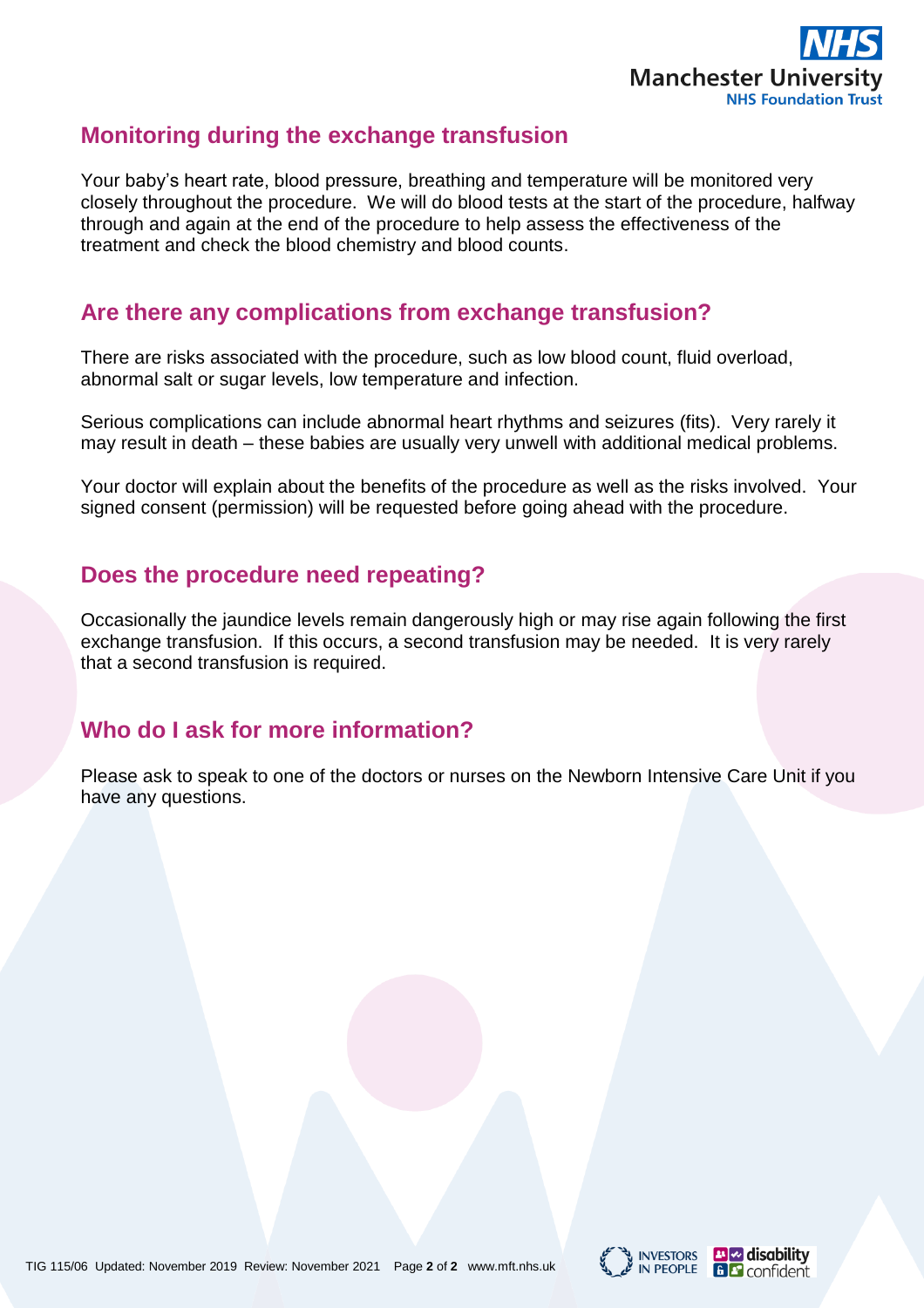## Monitoring during the exchange transfusion

Your baby's heart rate, blood pressure, breathing and temperature will be monitored very closely throughout the procedure. We will do blood tests at the start of the procedure, halfway through and again at the end of the procedure to help assess the effectiveness of the treatment and check the blood chemistry and blood counts.

## Are there any complications from exchange transfusion?

There are risks associated with the procedure, such as low blood count, fluid overload, abnormal salt or sugar levels, low temperature and infection.

Serious complications can include abnormal heart rhythms and seizures (fits). Very rarely it may result in death – these babies are usually very unwell with additional medical problems.

Your doctor will explain about the benefits of the procedure as well as the risks involved. Your signed consent (permission) will be requested before going ahead with the procedure.

## Does the procedure need repeating?

Occasionally the jaundice levels remain dangerously high or may rise again following the first exchange transfusion. If this occurs, a second transfusion may be needed. It is very rarely that a second transfusion is required.

## Who do I ask for more information?

Please ask to speak to one of the doctors or nurses on the Newborn Intensive Care Unit if you have any questions.

TIG 115/06 Updated: November 2019 Review: November 2021 www.mft.nhs.uk